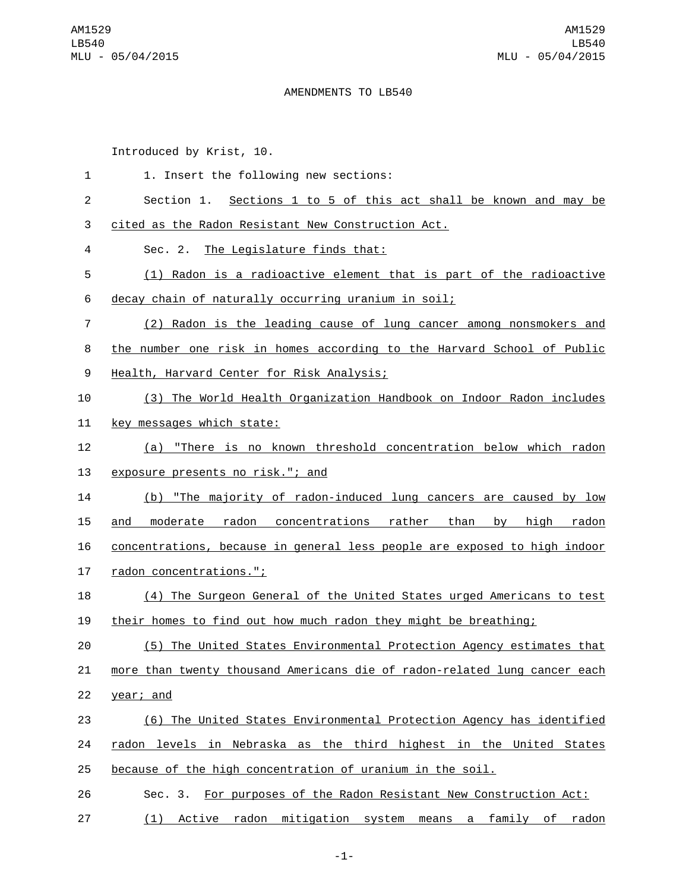# AMENDMENTS TO LB540

Introduced by Krist, 10.

1. Insert the following new sections:

Section 1. Sections 1 to 5 of this act shall be known and may be cited as the Radon Resistant New Construction Act.

Sec. 2. The Legislature finds that:

(1) Radon is a radioactive element that is part of the radioactive decay chain of naturally occurring uranium in soil;

(2) Radon is the leading cause of lung cancer among nonsmokers and the number one risk in homes according to the Harvard School of Public Health, Harvard Center for Risk Analysis;

(3) The World Health Organization Handbook on Indoor Radon includes key messages which state:

(a) "There is no known threshold concentration below which radon exposure presents no risk."; and

(b) "The majority of radon-induced lung cancers are caused by low and moderate radon concentrations rather than by high radon concentrations, because in general less people are exposed to high indoor radon concentrations.";

(4) The Surgeon General of the United States urged Americans to test their homes to find out how much radon they might be breathing;

(5) The United States Environmental Protection Agency estimates that more than twenty thousand Americans die of radon-related lung cancer each year; and

(6) The United States Environmental Protection Agency has identified radon levels in Nebraska as the third highest in the United States because of the high concentration of uranium in the soil.

Sec. 3. For purposes of the Radon Resistant New Construction Act:

(1) Active radon mitigation system means a family of radon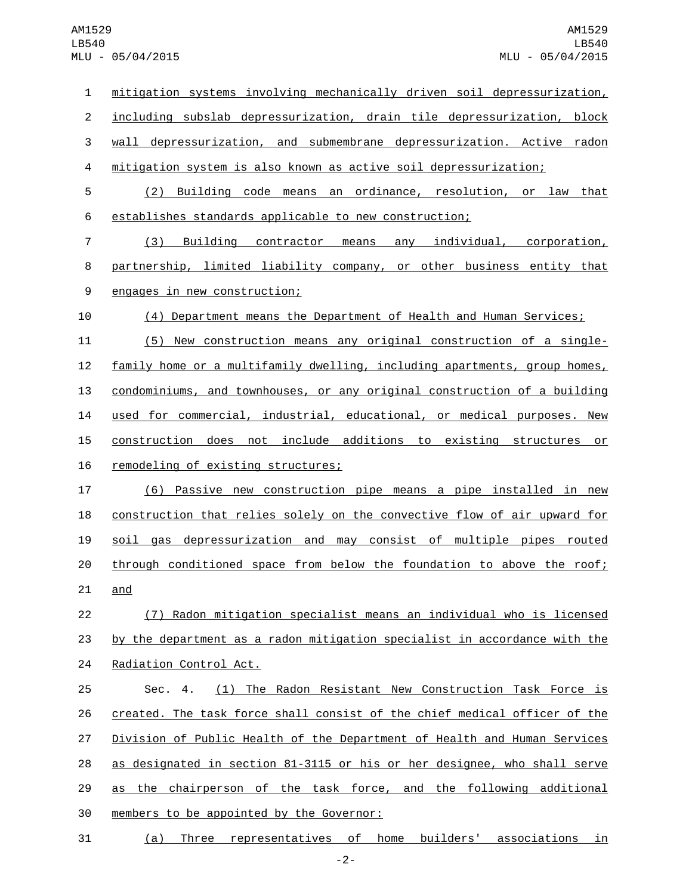mitigation systems involving mechanically driven soil depressurization, including subslab depressurization, drain tile depressurization, block wall depressurization, and submembrane depressurization. Active radon mitigation system is also known as active soil depressurization;

(2) Building code means an ordinance, resolution, or law that establishes standards applicable to new construction;

(3) Building contractor means any individual, corporation, partnership, limited liability company, or other business entity that engages in new construction;

(4) Department means the Department of Health and Human Services;

(5) New construction means any original construction of a single-family home or a multifamily dwelling, including apartments, group homes, condominiums, and townhouses, or any original construction of a building used for commercial, industrial, educational, or medical purposes. New construction does not include additions to existing structures or remodeling of existing structures;

(6) Passive new construction pipe means a pipe installed in new construction that relies solely on the convective flow of air upward for soil gas depressurization and may consist of multiple pipes routed through conditioned space from below the foundation to above the roof; and

(7) Radon mitigation specialist means an individual who is licensed by the department as a radon mitigation specialist in accordance with the Radiation Control Act.

Sec. 4. (1) The Radon Resistant New Construction Task Force is created. The task force shall consist of the chief medical officer of the Division of Public Health of the Department of Health and Human Services as designated in section 81-3115 or his or her designee, who shall serve as the chairperson of the task force, and the following additional members to be appointed by the Governor:

(a) Three representatives of home builders' associations in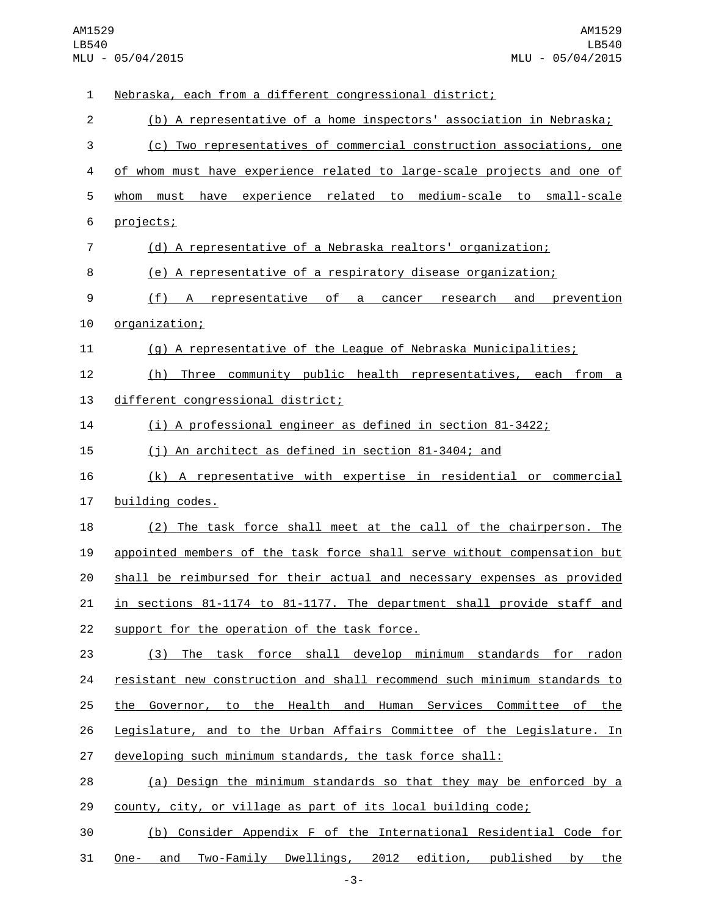Nebraska, each from a different congressional district;

(b) A representative of a home inspectors' association in Nebraska;

(c) Two representatives of commercial construction associations, one of whom must have experience related to large-scale projects and one of whom must have experience related to medium-scale to small-scale projects;

(d) A representative of a Nebraska realtors' organization;

(e) A representative of a respiratory disease organization;

(f) A representative of a cancer research and prevention organization;

(g) A representative of the League of Nebraska Municipalities;

(h) Three community public health representatives, each from a different congressional district;

(i) A professional engineer as defined in section 81-3422;

(j) An architect as defined in section 81-3404; and

(k) A representative with expertise in residential or commercial building codes.

(2) The task force shall meet at the call of the chairperson. The appointed members of the task force shall serve without compensation but shall be reimbursed for their actual and necessary expenses as provided in sections 81-1174 to 81-1177. The department shall provide staff and support for the operation of the task force.

(3) The task force shall develop minimum standards for radon resistant new construction and shall recommend such minimum standards to the Governor, to the Health and Human Services Committee of the Legislature, and to the Urban Affairs Committee of the Legislature. In developing such minimum standards, the task force shall:

(a) Design the minimum standards so that they may be enforced by a county, city, or village as part of its local building code;

(b) Consider Appendix F of the International Residential Code for One- and Two-Family Dwellings, 2012 edition, published by the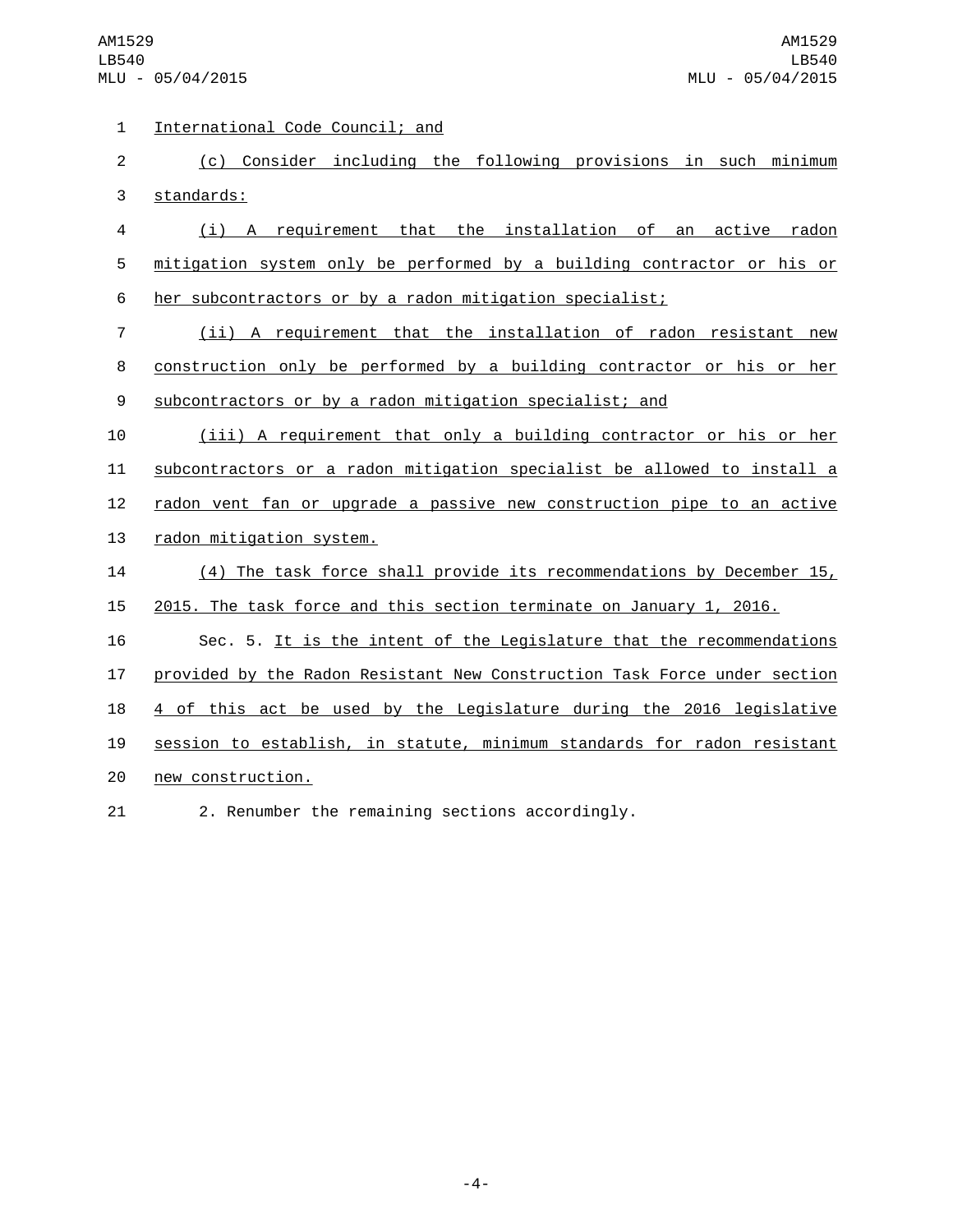International Code Council; and

(c) Consider including the following provisions in such minimum standards:

(i) A requirement that the installation of an active radon mitigation system only be performed by a building contractor or his or her subcontractors or by a radon mitigation specialist;

(ii) A requirement that the installation of radon resistant new construction only be performed by a building contractor or his or her subcontractors or by a radon mitigation specialist; and

(iii) A requirement that only a building contractor or his or her subcontractors or a radon mitigation specialist be allowed to install a radon vent fan or upgrade a passive new construction pipe to an active radon mitigation system.

(4) The task force shall provide its recommendations by December 15, 2015. The task force and this section terminate on January 1, 2016.

Sec. 5. It is the intent of the Legislature that the recommendations provided by the Radon Resistant New Construction Task Force under section 4 of this act be used by the Legislature during the 2016 legislative session to establish, in statute, minimum standards for radon resistant new construction.

2. Renumber the remaining sections accordingly.